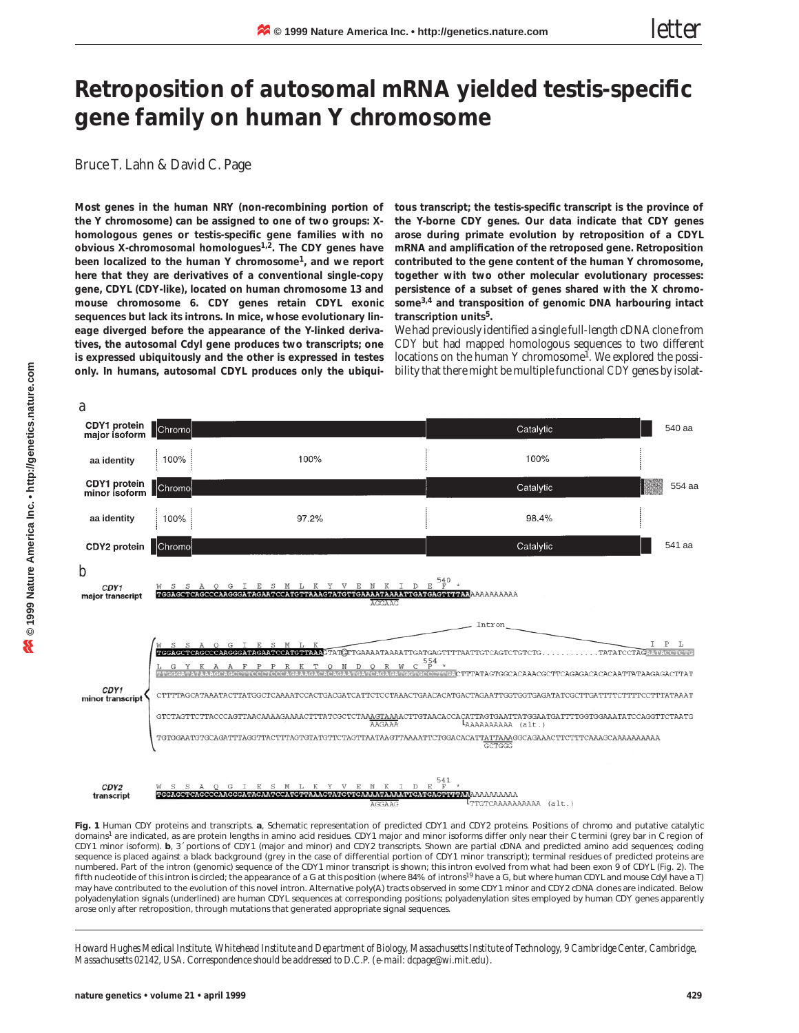# Retroposition of autosomal mRNA yielded testis-specific gene family on human Y chromosome

Bruce T. Lahn & David C. Page

**Most genes in the human NRY (non-recombining portion of the Y chromosome) can be assigned to one of two groups: X-homologous genes or testis-specific gene families with no obvious X-chromosomal homologues[1,2]. The CDY genes have been localized to the human Y chromosome[1], and we report here that they are derivatives of a conventional single-copy gene, CDYL (CDY-like), located on human chromosome 13 and mouse chromosome 6. CDY genes retain CDYL exonic sequences but lack its introns. In mice, whose evolutionary lineage diverged before the appearance of the Y-linked derivatives, the autosomal Cdyl gene produces two transcripts; one is expressed ubiquitously and the other is expressed in testes only. In humans, autosomal CDYL produces only the ubiquitous transcript; the testis-specific transcript is the province of the Y-borne CDY genes. Our data indicate that CDY genes arose during primate evolution by retroposition of a CDYL mRNA and amplification of the retroposed gene. Retroposition contributed to the gene content of the human Y chromosome, together with two other molecular evolutionary processes: persistence of a subset of genes shared with the X chromosome[3,4] and transposition of genomic DNA harbouring intact transcription units[5].**

We had previously identified a single full-length cDNA clone from CDY but had mapped homologous sequences to two different locations on the human Y chromosome[1]. We explored the possibility that there might be multiple functional CDY genes by isolat-

**Fig. 1** Human CDY proteins and transcripts. **a**, Schematic representation of predicted CDY1 and CDY2 proteins. Positions of chromo and putative catalytic domains[1] are indicated, as are protein lengths in amino acid residues. CDY1 major and minor isoforms differ only near their C termini (grey bar in C region of CDY1 minor isoform). **b**, 3´ portions of CDY1 (major and minor) and CDY2 transcripts. Shown are partial cDNA and predicted amino acid sequences; coding sequence is placed against a black background (grey in the case of differential portion of CDY1 minor transcript); terminal residues of predicted proteins are numbered. Part of the intron (genomic) sequence of the CDY1 minor transcript is shown; this intron evolved from what had been exon 9 of CDYL (Fig. 2). The fifth nucleotide of this intron is circled; the appearance of a G at this position (where 84% of introns[19] have a G, but where human CDYL and mouse Cdyl have a T) may have contributed to the evolution of this novel intron. Alternative poly(A) tracts observed in some CDY1 minor and CDY2 cDNA clones are indicated. Below polyadenylation signals (underlined) are human CDYL sequences at corresponding positions; polyadenylation sites employed by human CDY genes apparently arose only after retroposition, through mutations that generated appropriate signal sequences.

*Howard Hughes Medical Institute, Whitehead Institute and Department of Biology, Massachusetts Institute of Technology, 9 Cambridge Center, Cambridge, Massachusetts 02142, USA. Correspondence should be addressed to D.C.P. (e-mail: dcpage@wi.mit.edu).*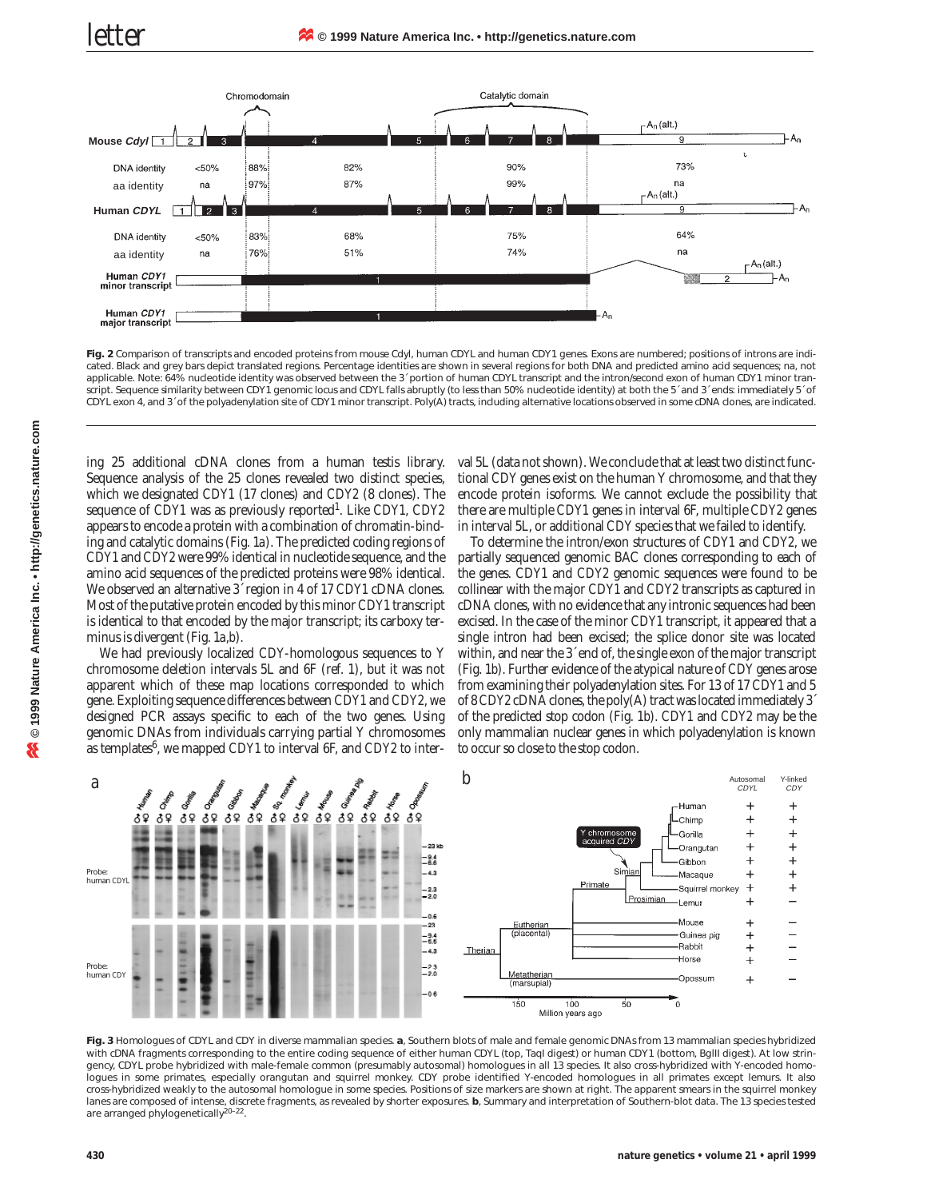**Fig. 2** Comparison of transcripts and encoded proteins from mouse Cdyl, human CDYL and human CDY1 genes. Exons are numbered; positions of introns are indicated. Black and grey bars depict translated regions. Percentage identities are shown in several regions for both DNA and predicted amino acid sequences; na, not applicable. Note: 64% nucleotide identity was observed between the 3′ portion of human CDYL transcript and the intron/second exon of human CDY1 minor transcript. Sequence similarity between CDY1 genomic locus and CDYL falls abruptly (to less than 50% nucleotide identity) at both the 5′ and 3′ ends: immediately 5′ of CDYL exon 4, and 3′ of the polyadenylation site of CDY1 minor transcript. Poly(A) tracts, including alternative locations observed in some cDNA clones, are indicated.

ing 25 additional cDNA clones from a human testis library. Sequence analysis of the 25 clones revealed two distinct species, which we designated CDY1 (17 clones) and CDY2 (8 clones). The sequence of CDY1 was as previously reported[1]. Like CDY1, CDY2 appears to encode a protein with a combination of chromatin-binding and catalytic domains (Fig. 1a). The predicted coding regions of CDY1 and CDY2 were 99% identical in nucleotide sequence, and the amino acid sequences of the predicted proteins were 98% identical. We observed an alternative 3′ region in 4 of 17 CDY1 cDNA clones. Most of the putative protein encoded by this minor CDY1 transcript is identical to that encoded by the major transcript; its carboxy terminus is divergent (Fig. 1a,b).

We had previously localized CDY-homologous sequences to Y chromosome deletion intervals 5L and 6F (ref. 1), but it was not apparent which of these map locations corresponded to which gene. Exploiting sequence differences between CDY1 and CDY2, we designed PCR assays specific to each of the two genes. Using genomic DNAs from individuals carrying partial Y chromosomes as templates[6], we mapped CDY1 to interval 6F, and CDY2 to interval 5L (data not shown). We conclude that at least two distinct functional CDY genes exist on the human Y chromosome, and that they encode protein isoforms. We cannot exclude the possibility that there are multiple CDY1 genes in interval 6F, multiple CDY2 genes in interval 5L, or additional CDY species that we failed to identify.

To determine the intron/exon structures of CDY1 and CDY2, we partially sequenced genomic BAC clones corresponding to each of the genes. CDY1 and CDY2 genomic sequences were found to be collinear with the major CDY1 and CDY2 transcripts as captured in cDNA clones, with no evidence that any intronic sequences had been excised. In the case of the minor CDY1 transcript, it appeared that a single intron had been excised; the splice donor site was located within, and near the 3′ end of, the single exon of the major transcript (Fig. 1b). Further evidence of the atypical nature of CDY genes arose from examining their polyadenylation sites. For 13 of 17 CDY1 and 5 of 8 CDY2 cDNA clones, the poly(A) tract was located immediately 3′ of the predicted stop codon (Fig. 1b). CDY1 and CDY2 may be the only mammalian nuclear genes in which polyadenylation is known to occur so close to the stop codon.

**Fig. 3** Homologues of CDYL and CDY in diverse mammalian species. **a**, Southern blots of male and female genomic DNAs from 13 mammalian species hybridized with cDNA fragments corresponding to the entire coding sequence of either human CDYL (top, TaqI digest) or human CDY1 (bottom, BglII digest). Under high stringency, CDYL probe hybridized with male-female common (presumably autosomal) homologues in all 13 species. It also cross-hybridized with Y-encoded homologues in some primates, especially orangutan and squirrel monkey. CDY probe hybridized with Y-encoded homologues in all primates except lemurs. It also cross-hybridized weakly to the autosomal homologue in some species. Positions of size markers are shown at right. The apparent smears in the squirrel monkey lanes are composed of intense, discrete fragments, as revealed by shorter exposures. **b**, Summary and interpretation of Southern-blot data. The 13 species tested are arranged phylogenetically[20–22].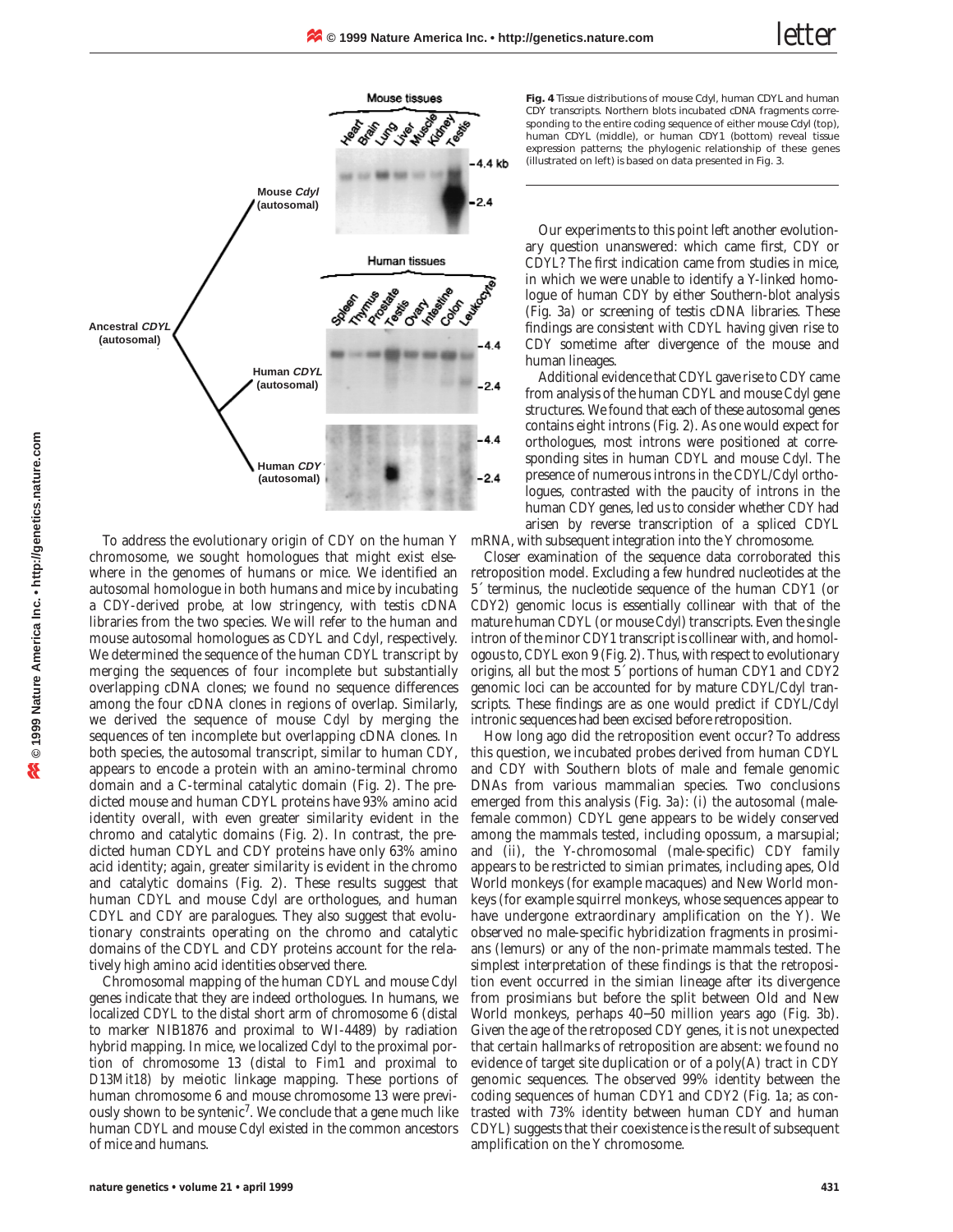**Fig. 4** Tissue distributions of mouse Cdyl, human CDYL and human CDY transcripts. Northern blots incubated cDNA fragments corresponding to the entire coding sequence of either mouse Cdyl (top), human CDYL (middle), or human CDY1 (bottom) reveal tissue expression patterns; the phylogenic relationship of these genes (illustrated on left) is based on data presented in Fig. 3.

To address the evolutionary origin of CDY on the human Y chromosome, we sought homologues that might exist elsewhere in the genomes of humans or mice. We identified an autosomal homologue in both humans and mice by incubating a CDY-derived probe, at low stringency, with testis cDNA libraries from the two species. We will refer to the human and mouse autosomal homologues as CDYL and Cdyl, respectively. We determined the sequence of the human CDYL transcript by merging the sequences of four incomplete but substantially overlapping cDNA clones; we found no sequence differences among the four cDNA clones in regions of overlap. Similarly, we derived the sequence of mouse Cdyl by merging the sequences of ten incomplete but overlapping cDNA clones. In both species, the autosomal transcript, similar to human CDY, appears to encode a protein with an amino-terminal chromo domain and a C-terminal catalytic domain (Fig. 2). The predicted mouse and human CDYL proteins have 93% amino acid identity overall, with even greater similarity evident in the chromo and catalytic domains (Fig. 2). In contrast, the predicted human CDYL and CDY proteins have only 63% amino acid identity; again, greater similarity is evident in the chromo and catalytic domains (Fig. 2). These results suggest that human CDYL and mouse Cdyl are orthologues, and human CDYL and CDY are paralogues. They also suggest that evolutionary constraints operating on the chromo and catalytic domains of the CDYL and CDY proteins account for the relatively high amino acid identities observed there.

Chromosomal mapping of the human CDYL and mouse Cdyl genes indicate that they are indeed orthologues. In humans, we localized CDYL to the distal short arm of chromosome 6 (distal to marker NIB1876 and proximal to WI-4489) by radiation hybrid mapping. In mice, we localized Cdyl to the proximal portion of chromosome 13 (distal to Fim1 and proximal to D13Mit18) by meiotic linkage mapping. These portions of human chromosome 6 and mouse chromosome 13 were previously shown to be syntenic[7]. We conclude that a gene much like human CDYL and mouse Cdyl existed in the common ancestors of mice and humans.

Our experiments to this point left another evolutionary question unanswered: which came first, CDY or CDYL? The first indication came from studies in mice, in which we were unable to identify a Y-linked homologue of human CDY by either Southern-blot analysis (Fig. 3*a*) or screening of testis cDNA libraries. These findings are consistent with CDYL having given rise to CDY sometime after divergence of the mouse and human lineages.

Additional evidence that CDYL gave rise to CDY came from analysis of the human CDYL and mouse Cdyl gene structures. We found that each of these autosomal genes contains eight introns (Fig. 2). As one would expect for orthologues, most introns were positioned at corresponding sites in human CDYL and mouse Cdyl. The presence of numerous introns in the CDYL/Cdyl orthologues, contrasted with the paucity of introns in the human CDY genes, led us to consider whether CDY had arisen by reverse transcription of a spliced CDYL mRNA, with subsequent integration into the Y chromosome.

Closer examination of the sequence data corroborated this retroposition model. Excluding a few hundred nucleotides at the 5´ terminus, the nucleotide sequence of the human CDY1 (or CDY2) genomic locus is essentially collinear with that of the mature human CDYL (or mouse Cdyl) transcripts. Even the single intron of the minor CDY1 transcript is collinear with, and homologous to, CDYL exon 9 (Fig. 2). Thus, with respect to evolutionary origins, all but the most 5´ portions of human CDY1 and CDY2 genomic loci can be accounted for by mature CDYL/Cdyl transcripts. These findings are as one would predict if CDYL/Cdyl intronic sequences had been excised before retroposition.

How long ago did the retroposition event occur? To address this question, we incubated probes derived from human CDYL and CDY with Southern blots of male and female genomic DNAs from various mammalian species. Two conclusions emerged from this analysis (Fig. 3*a*): (i) the autosomal (male-female common) CDYL gene appears to be widely conserved among the mammals tested, including opossum, a marsupial; and (ii), the Y-chromosomal (male-specific) CDY family appears to be restricted to simian primates, including apes, Old World monkeys (for example macaques) and New World monkeys (for example squirrel monkeys, whose sequences appear to have undergone extraordinary amplification on the Y). We observed no male-specific hybridization fragments in prosimians (lemurs) or any of the non-primate mammals tested. The simplest interpretation of these findings is that the retroposition event occurred in the simian lineage after its divergence from prosimians but before the split between Old and New World monkeys, perhaps 40–50 million years ago (Fig. 3*b*). Given the age of the retroposed CDY genes, it is not unexpected that certain hallmarks of retroposition are absent: we found no evidence of target site duplication or of a poly(A) tract in CDY genomic sequences. The observed 99% identity between the coding sequences of human CDY1 and CDY2 (Fig. 1*a*; as contrasted with 73% identity between human CDY and human CDYL) suggests that their coexistence is the result of subsequent amplification on the Y chromosome.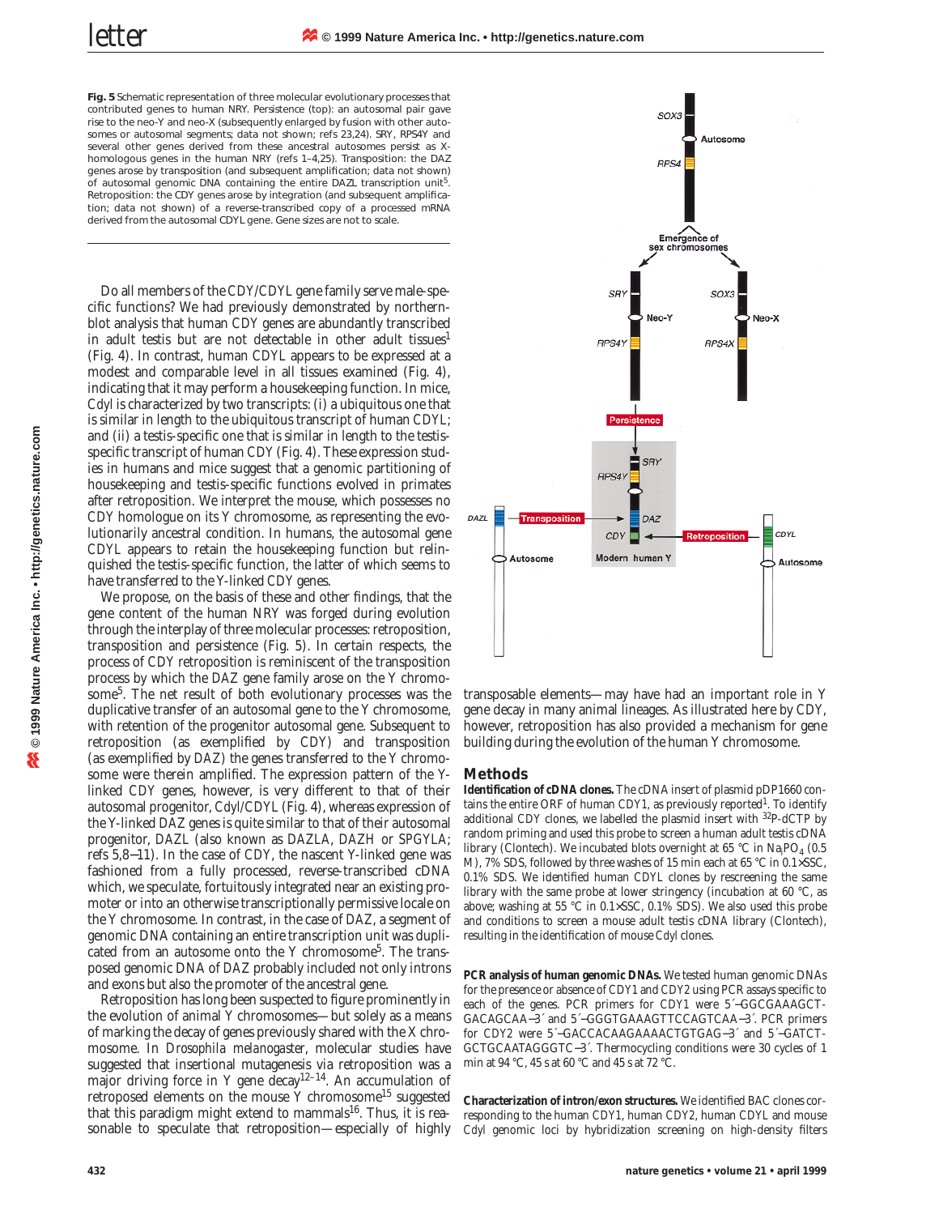**Fig. 5** Schematic representation of three molecular evolutionary processes that contributed genes to human NRY. Persistence (top): an autosomal pair gave rise to the neo-Y and neo-X (subsequently enlarged by fusion with other autosomes or autosomal segments; data not shown; refs 23,24). SRY, RPS4Y and several other genes derived from these ancestral autosomes persist as X-homologous genes in the human NRY (refs 1–4,25). Transposition: the DAZ genes arose by transposition (and subsequent amplification; data not shown) of autosomal genomic DNA containing the entire DAZL transcription unit[5]. Retroposition: the CDY genes arose by integration (and subsequent amplification; data not shown) of a reverse-transcribed copy of a processed mRNA derived from the autosomal CDYL gene. Gene sizes are not to scale.

Do all members of the CDY/CDYL gene family serve male-specific functions? We had previously demonstrated by northern-blot analysis that human CDY genes are abundantly transcribed in adult testis but are not detectable in other adult tissues[1] (Fig. 4). In contrast, human CDYL appears to be expressed at a modest and comparable level in all tissues examined (Fig. 4), indicating that it may perform a housekeeping function. In mice, *Cdyl* is characterized by two transcripts: (i) a ubiquitous one that is similar in length to the ubiquitous transcript of human CDYL; and (ii) a testis-specific one that is similar in length to the testis-specific transcript of human CDY (Fig. 4). These expression studies in humans and mice suggest that a genomic partitioning of housekeeping and testis-specific functions evolved in primates after retroposition. We interpret the mouse, which possesses no CDY homologue on its Y chromosome, as representing the evolutionarily ancestral condition. In humans, the autosomal gene CDYL appears to retain the housekeeping function but relinquished the testis-specific function, the latter of which seems to have transferred to the Y-linked CDY genes.

We propose, on the basis of these and other findings, that the gene content of the human NRY was forged during evolution through the interplay of three molecular processes: retroposition, transposition and persistence (Fig. 5). In certain respects, the process of CDY retroposition is reminiscent of the transposition process by which the DAZ gene family arose on the Y chromosome[5]. The net result of both evolutionary processes was the duplicative transfer of an autosomal gene to the Y chromosome, with retention of the progenitor autosomal gene. Subsequent to retroposition (as exemplified by CDY) and transposition (as exemplified by DAZ) the genes transferred to the Y chromosome were therein amplified. The expression pattern of the Y-linked CDY genes, however, is very different to that of their autosomal progenitor, *Cdyl*/CDYL (Fig. 4), whereas expression of the Y-linked DAZ genes is quite similar to that of their autosomal progenitor, DAZL (also known as DAZLA, DAZH or SPGYLA; refs 5,8–11). In the case of CDY, the nascent Y-linked gene was fashioned from a fully processed, reverse-transcribed cDNA which, we speculate, fortuitously integrated near an existing promoter or into an otherwise transcriptionally permissive locale on the Y chromosome. In contrast, in the case of DAZ, a segment of genomic DNA containing an entire transcription unit was duplicated from an autosome onto the Y chromosome[5]. The transposed genomic DNA of DAZ probably included not only introns and exons but also the promoter of the ancestral gene.

Retroposition has long been suspected to figure prominently in the evolution of animal Y chromosomes—but solely as a means of marking the decay of genes previously shared with the X chromosome. In *Drosophila melanogaster*, molecular studies have suggested that insertional mutagenesis via retroposition was a major driving force in Y gene decay[12–14]. An accumulation of retroposed elements on the mouse Y chromosome[15] suggested that this paradigm might extend to mammals[16]. Thus, it is reasonable to speculate that retroposition—especially of highly transposable elements—may have had an important role in Y gene decay in many animal lineages. As illustrated here by CDY, however, retroposition has also provided a mechanism for gene building during the evolution of the human Y chromosome.

## Methods

**Identification of cDNA clones.** The cDNA insert of plasmid pDP1660 contains the entire ORF of human CDY1, as previously reported[1]. To identify additional CDY clones, we labelled the plasmid insert with $^{32}$P-dCTP by random priming and used this probe to screen a human adult testis cDNA library (Clontech). We incubated blots overnight at 65 °C in $Na_2PO_4$ (0.5 M), 7% SDS, followed by three washes of 15 min each at 65 °C in 0.1×SSC, 0.1% SDS. We identified human CDYL clones by rescreening the same library with the same probe at lower stringency (incubation at 60 °C, as above; washing at 55 °C in 0.1×SSC, 0.1% SDS). We also used this probe and conditions to screen a mouse adult testis cDNA library (Clontech), resulting in the identification of mouse *Cdyl* clones.

**PCR analysis of human genomic DNAs.** We tested human genomic DNAs for the presence or absence of CDY1 and CDY2 using PCR assays specific to each of the genes. PCR primers for CDY1 were 5′–GGCGAAAGCTGACAGCAA–3′ and 5′–GGGTGAAAGTTCCAGTCAA–3′. PCR primers for CDY2 were 5′–GACCACAAGAAAACTGTGAG–3′ and 5′–GATCTGCTGCAATAGGGTC–3′. Thermocycling conditions were 30 cycles of 1 min at 94 °C, 45 s at 60 °C and 45 s at 72 °C.

**Characterization of intron/exon structures.** We identified BAC clones corresponding to the human CDY1, human CDY2, human CDYL and mouse *Cdyl* genomic loci by hybridization screening on high-density filters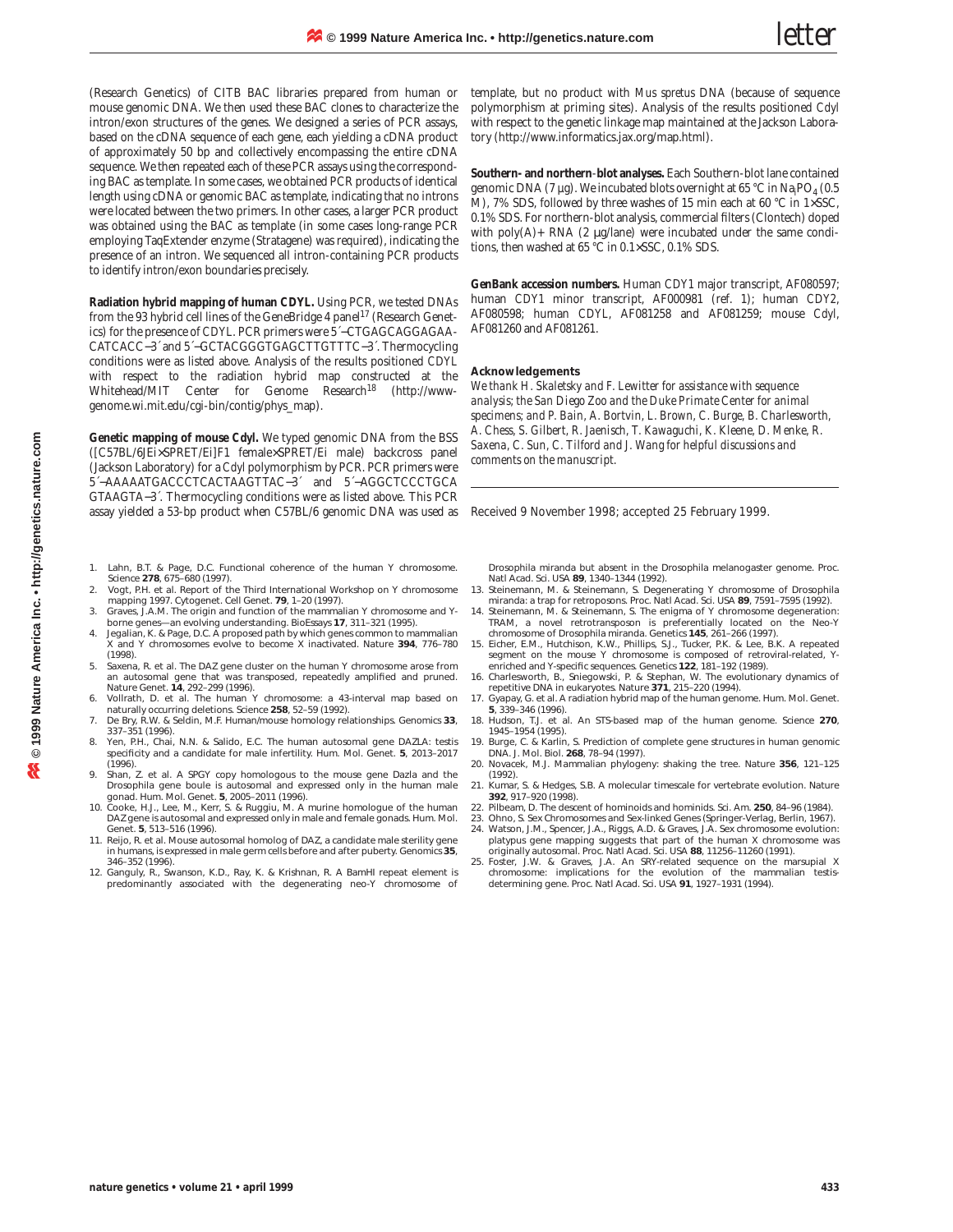(Research Genetics) of CITB BAC libraries prepared from human or mouse genomic DNA. We then used these BAC clones to characterize the intron/exon structures of the genes. We designed a series of PCR assays, based on the cDNA sequence of each gene, each yielding a cDNA product of approximately 50 bp and collectively encompassing the entire cDNA sequence. We then repeated each of these PCR assays using the corresponding BAC as template. In some cases, we obtained PCR products of identical length using cDNA or genomic BAC as template, indicating that no introns were located between the two primers. In other cases, a larger PCR product was obtained using the BAC as template (in some cases long-range PCR employing TaqExtender enzyme (Stratagene) was required), indicating the presence of an intron. We sequenced all intron-containing PCR products to identify intron/exon boundaries precisely.

**Radiation hybrid mapping of human CDYL.** Using PCR, we tested DNAs from the 93 hybrid cell lines of the GeneBridge 4 panel[17] (Research Genetics) for the presence of *CDYL*. PCR primers were 5´–CTGAGCAGGAGAACATCACC–3´ and 5´–GCTACGGGTGAGCTTGTTTC–3´. Thermocycling conditions were as listed above. Analysis of the results positioned *CDYL* with respect to the radiation hybrid map constructed at the Whitehead/MIT Center for Genome Research[18] (http://www-genome.wi.mit.edu/cgi-bin/contig/phys_map).

**Genetic mapping of mouse Cdyl.** We typed genomic DNA from the BSS ([C57BL/6JEi×SPRET/Ei]F1 female×SPRET/Ei male) backcross panel (Jackson Laboratory) for a *Cdyl* polymorphism by PCR. PCR primers were 5´–AAAAATGACCCTCACTAAGTTAC–3´ and 5´–AGGCTCCCTGCAGTAAGTA–3´. Thermocycling conditions were as listed above. This PCR assay yielded a 53-bp product when C57BL/6 genomic DNA was used as template, but no product with *Mus spretus* DNA (because of sequence polymorphism at priming sites). Analysis of the results positioned *Cdyl* with respect to the genetic linkage map maintained at the Jackson Laboratory (http://www.informatics.jax.org/map.html).

**Southern- and northern-blot analyses.** Each Southern-blot lane contained genomic DNA (7 µg). We incubated blots overnight at 65 °C in $Na_2PO_4$ (0.5 M), 7% SDS, followed by three washes of 15 min each at 60 °C in 1×SSC, 0.1% SDS. For northern-blot analysis, commercial filters (Clontech) doped with poly(A)+ RNA (2 µg/lane) were incubated under the same conditions, then washed at 65 °C in 0.1×SSC, 0.1% SDS.

**GenBank accession numbers.** Human CDY1 major transcript, AF080597; human CDY1 minor transcript, AF000981 (ref. 1); human CDY2, AF080598; human CDYL, AF081258 and AF081259; mouse Cdyl, AF081260 and AF081261.

## Acknowledgements

*We thank H. Skaletsky and F. Lewitter for assistance with sequence analysis; the San Diego Zoo and the Duke Primate Center for animal specimens; and P. Bain, A. Bortvin, L. Brown, C. Burge, B. Charlesworth, A. Chess, S. Gilbert, R. Jaenisch, T. Kawaguchi, K. Kleene, D. Menke, R. Saxena, C. Sun, C. Tilford and J. Wang for helpful discussions and comments on the manuscript.*

Received 9 November 1998; accepted 25 February 1999.

1. Lahn, B.T. & Page, D.C. Functional coherence of the human Y chromosome. Science **278**, 675–680 (1997).
2. Vogt, P.H. et al. Report of the Third International Workshop on Y chromosome mapping 1997. Cytogenet. Cell Genet. **79**, 1–20 (1997).
3. Graves, J.A.M. The origin and function of the mammalian Y chromosome and Y-borne genes—an evolving understanding. BioEssays **17**, 311–321 (1995).
4. Jegalian, K. & Page, D.C. A proposed path by which genes common to mammalian X and Y chromosomes evolve to become X inactivated. Nature **394**, 776–780 (1998).
5. Saxena, R. et al. The DAZ gene cluster on the human Y chromosome arose from an autosomal gene that was transposed, repeatedly amplified and pruned. Nature Genet. **14**, 292–299 (1996).
6. Vollrath, D. et al. The human Y chromosome: a 43-interval map based on naturally occurring deletions. Science **258**, 52–59 (1992).
7. De Bry, R.W. & Seldin, M.F. Human/mouse homology relationships. Genomics **33**, 337–351 (1996).
8. Yen, P.H., Chai, N.N. & Salido, E.C. The human autosomal gene DAZLA: testis specificity and a candidate for male infertility. Hum. Mol. Genet. **5**, 2013–2017 (1996).
9. Shan, Z. et al. A SPGY copy homologous to the mouse gene Dazla and the Drosophila gene boule is autosomal and expressed only in the human male gonad. Hum. Mol. Genet. **5**, 2005–2011 (1996).
10. Cooke, H.J., Lee, M., Kerr, S. & Ruggiu, M. A murine homologue of the human DAZ gene is autosomal and expressed only in male and female gonads. Hum. Mol. Genet. **5**, 513–516 (1996).
11. Reijo, R. et al. Mouse autosomal homolog of DAZ, a candidate male sterility gene in humans, is expressed in male germ cells before and after puberty. Genomics **35**, 346–352 (1996).
12. Ganguly, R., Swanson, K.D., Ray, K. & Krishnan, R. A BamHI repeat element is predominantly associated with the degenerating neo-Y chromosome of Drosophila miranda but absent in the Drosophila melanogaster genome. Proc. Natl Acad. Sci. USA **89**, 1340–1344 (1992).
13. Steinemann, M. & Steinemann, S. Degenerating Y chromosome of Drosophila miranda: a trap for retroposons. Proc. Natl Acad. Sci. USA **89**, 7591–7595 (1992).
14. Steinemann, M. & Steinemann, S. The enigma of Y chromosome degeneration: TRAM, a novel retrotransposon is preferentially located on the Neo-Y chromosome of Drosophila miranda. Genetics **145**, 261–266 (1997).
15. Eicher, E.M., Hutchison, K.W., Phillips, S.J., Tucker, P.K. & Lee, B.K. A repeated segment on the mouse Y chromosome is composed of retroviral-related, Y-enriched and Y-specific sequences. Genetics **122**, 181–192 (1989).
16. Charlesworth, B., Sniegowski, P. & Stephan, W. The evolutionary dynamics of repetitive DNA in eukaryotes. Nature **371**, 215–220 (1994).
17. Gyapay, G. et al. A radiation hybrid map of the human genome. Hum. Mol. Genet. **5**, 339–346 (1996).
18. Hudson, T.J. et al. An STS-based map of the human genome. Science **270**, 1945–1954 (1995).
19. Burge, C. & Karlin, S. Prediction of complete gene structures in human genomic DNA. J. Mol. Biol. **268**, 78–94 (1997).
20. Novacek, M.J. Mammalian phylogeny: shaking the tree. Nature **356**, 121–125 (1992).
21. Kumar, S. & Hedges, S.B. A molecular timescale for vertebrate evolution. Nature **392**, 917–920 (1998).
22. Pilbeam, D. The descent of hominoids and hominids. Sci. Am. **250**, 84–96 (1984).
23. Ohno, S. Sex Chromosomes and Sex-linked Genes (Springer-Verlag, Berlin, 1967).
24. Watson, J.M., Spencer, J.A., Riggs, A.D. & Graves, J.A. Sex chromosome evolution: platypus gene mapping suggests that part of the human X chromosome was originally autosomal. Proc. Natl Acad. Sci. USA **88**, 11256–11260 (1991).
25. Foster, J.W. & Graves, J.A. An SRY-related sequence on the marsupial X chromosome: implications for the evolution of the mammalian testis-determining gene. Proc. Natl Acad. Sci. USA **91**, 1927–1931 (1994).